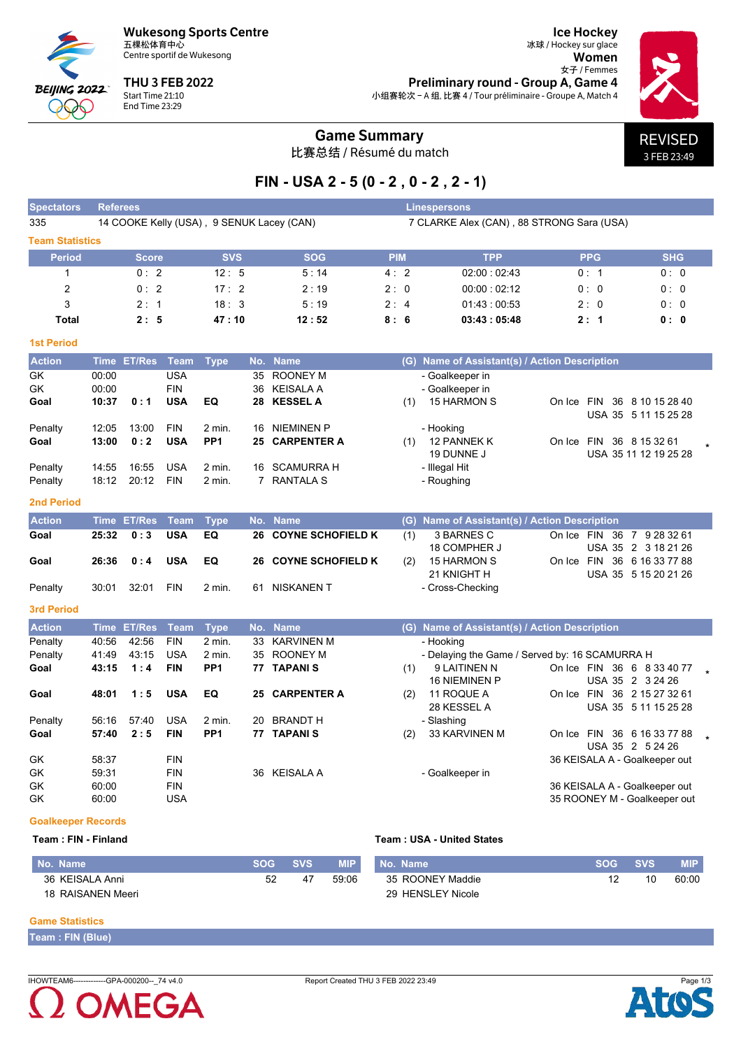**Wukesong Sports Centre**
五棵松体育中心
Centre sportif de Wukesong

**THU 3 FEB 2022**
Start Time 21:10
End Time 23:29

**Ice Hockey**
冰球 / Hockey sur glace
**Women**
女子 / Femmes
**Preliminary round - Group A, Game 4**
小组赛轮次 – A 组, 比赛 4 / Tour préliminaire - Groupe A, Match 4

REVISED
3 FEB 23:49

# Game Summary
比赛总结 / Résumé du match

## FIN - USA 2 - 5 (0 - 2 , 0 - 2 , 2 - 1)

| Spectators | Referees | Linespersons |
|---|---|---|
| 335 | 14 COOKE Kelly (USA) , 9 SENUK Lacey (CAN) | 7 CLARKE Alex (CAN) , 88 STRONG Sara (USA) |

### Team Statistics

| Period | Score | SVS | SOG | PIM | TPP | PPG | SHG |
|---|---|---|---|---|---|---|---|
| 1 | 0 : 2 | 12 : 5 | 5 : 14 | 4 : 2 | 02:00 : 02:43 | 0 : 1 | 0 : 0 |
| 2 | 0 : 2 | 17 : 2 | 2 : 19 | 2 : 0 | 00:00 : 02:12 | 0 : 0 | 0 : 0 |
| 3 | 2 : 1 | 18 : 3 | 5 : 19 | 2 : 4 | 01:43 : 00:53 | 2 : 0 | 0 : 0 |
| **Total** | **2 : 5** | **47 : 10** | **12 : 52** | **8 : 6** | **03:43 : 05:48** | **2 : 1** | **0 : 0** |

### 1st Period

| Action | Time | ET/Res | Team | Type | No. | Name | (G) | Name of Assistant(s) / Action Description | On Ice | |
|---|---|---|---|---|---|---|---|---|---|---|
| GK | 00:00 | | USA | | 35 | ROONEY M | | - Goalkeeper in | | |
| GK | 00:00 | | FIN | | 36 | KEISALA A | | - Goalkeeper in | | |
| **Goal** | **10:37** | **0 : 1** | **USA** | **EQ** | **28** | **KESSEL A** | (1) | 15 HARMON S | On Ice FIN 36 8 10 15 28 40<br>USA 35 5 11 15 25 28 | |
| Penalty | 12:05 | 13:00 | FIN | 2 min. | 16 | NIEMINEN P | | - Hooking | | |
| **Goal** | **13:00** | **0 : 2** | **USA** | **PP1** | **25** | **CARPENTER A** | (1) | 12 PANNEK K<br>19 DUNNE J | On Ice FIN 36 8 15 32 61<br>USA 35 11 12 19 25 28 | * |
| Penalty | 14:55 | 16:55 | USA | 2 min. | 16 | SCAMURRA H | | - Illegal Hit | | |
| Penalty | 18:12 | 20:12 | FIN | 2 min. | 7 | RANTALA S | | - Roughing | | |

### 2nd Period

| Action | Time | ET/Res | Team | Type | No. | Name | (G) | Name of Assistant(s) / Action Description | On Ice |
|---|---|---|---|---|---|---|---|---|---|
| **Goal** | **25:32** | **0 : 3** | **USA** | **EQ** | **26** | **COYNE SCHOFIELD K** | (1) | 3 BARNES C<br>18 COMPHER J | On Ice FIN 36 7 9 28 32 61<br>USA 35 2 3 18 21 26 |
| **Goal** | **26:36** | **0 : 4** | **USA** | **EQ** | **26** | **COYNE SCHOFIELD K** | (2) | 15 HARMON S<br>21 KNIGHT H | On Ice FIN 36 6 16 33 77 88<br>USA 35 5 15 20 21 26 |
| Penalty | 30:01 | 32:01 | FIN | 2 min. | 61 | NISKANEN T | | - Cross-Checking | |

### 3rd Period

| Action | Time | ET/Res | Team | Type | No. | Name | (G) | Name of Assistant(s) / Action Description | On Ice | |
|---|---|---|---|---|---|---|---|---|---|---|
| Penalty | 40:56 | 42:56 | FIN | 2 min. | 33 | KARVINEN M | | - Hooking | | |
| Penalty | 41:49 | 43:15 | USA | 2 min. | 35 | ROONEY M | | - Delaying the Game / Served by: 16 SCAMURRA H | | |
| **Goal** | **43:15** | **1 : 4** | **FIN** | **PP1** | **77** | **TAPANI S** | (1) | 9 LAITINEN N<br>16 NIEMINEN P | On Ice FIN 36 6 8 33 40 77<br>USA 35 2 3 24 26 | * |
| **Goal** | **48:01** | **1 : 5** | **USA** | **EQ** | **25** | **CARPENTER A** | (2) | 11 ROQUE A<br>28 KESSEL A | On Ice FIN 36 2 15 27 32 61<br>USA 35 5 11 15 25 28 | |
| Penalty | 56:16 | 57:40 | USA | 2 min. | 20 | BRANDT H | | - Slashing | | |
| **Goal** | **57:40** | **2 : 5** | **FIN** | **PP1** | **77** | **TAPANI S** | (2) | 33 KARVINEN M | On Ice FIN 36 6 16 33 77 88<br>USA 35 2 5 24 26 | * |
| GK | 58:37 | | FIN | | | | | | 36 KEISALA A - Goalkeeper out | |
| GK | 59:31 | | FIN | | 36 | KEISALA A | | - Goalkeeper in | | |
| GK | 60:00 | | FIN | | | | | | 36 KEISALA A - Goalkeeper out | |
| GK | 60:00 | | USA | | | | | | 35 ROONEY M - Goalkeeper out | |

### Goalkeeper Records

**Team : FIN - Finland**

| No. Name | SOG | SVS | MIP |
|---|---|---|---|
| 36 KEISALA Anni | 52 | 47 | 59:06 |
| 18 RAISANEN Meeri | | | |

**Team : USA - United States**

| No. Name | SOG | SVS | MIP |
|---|---|---|---|
| 35 ROONEY Maddie | 12 | 10 | 60:00 |
| 29 HENSLEY Nicole | | | |

### Game Statistics

**Team : FIN (Blue)**

IHOWTEAM6------------GPA-000200--_74 v4.0 Report Created THU 3 FEB 2022 23:49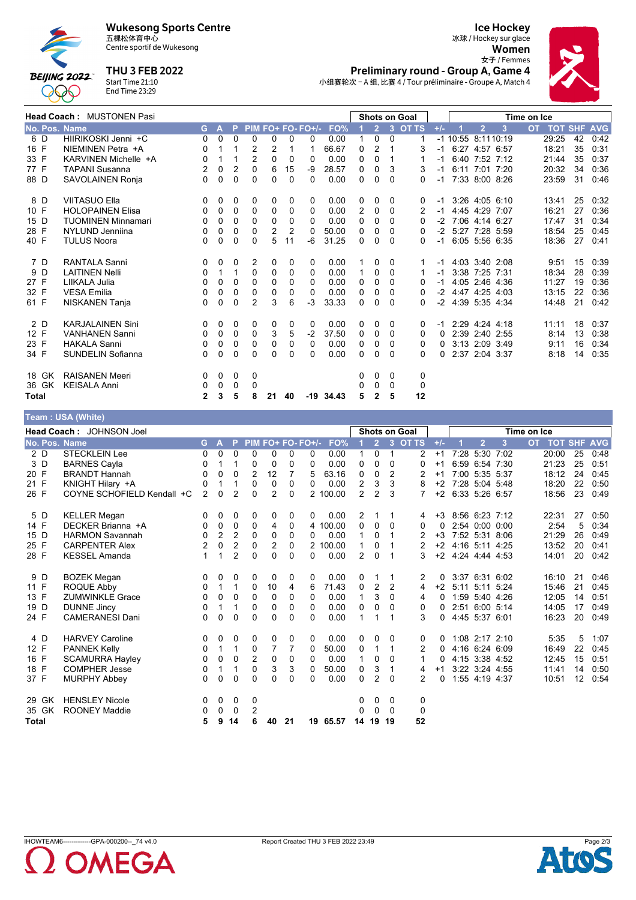**Wukesong Sports Centre**
五棵松体育中心
Centre sportif de Wukesong

**THU 3 FEB 2022**
Start Time 21:10
End Time 23:29

**Ice Hockey**
冰球 / Hockey sur glace
**Women**
女子 / Femmes
**Preliminary round - Group A, Game 4**
小组赛轮次 - A 组, 比赛 4 / Tour préliminaire - Groupe A, Match 4

**Head Coach : MUSTONEN Pasi**

| No. | Pos. | Name | G | A | P | PIM | FO+ | FO- | FO+/- | FO% | SoG 1 | SoG 2 | SoG 3 | SoG OT | SoG TS | +/- | ToI 1 | ToI 2 | ToI 3 | ToI OT | TOT | SHF | AVG |
|---|---|---|---|---|---|---|---|---|---|---|---|---|---|---|---|---|---|---|---|---|---|---|---|
| 6 | D | HIIRIKOSKI Jenni +C | 0 | 0 | 0 | 0 | 0 | 0 | 0 | 0.00 | 1 | 0 | 0 | | 1 | -1 | 10:55 | 8:11 | 10:19 | | 29:25 | 42 | 0:42 |
| 16 | F | NIEMINEN Petra +A | 0 | 1 | 1 | 2 | 2 | 1 | 1 | 66.67 | 0 | 2 | 1 | | 3 | -1 | 6:27 | 4:57 | 6:57 | | 18:21 | 35 | 0:31 |
| 33 | F | KARVINEN Michelle +A | 0 | 1 | 1 | 2 | 0 | 0 | 0 | 0.00 | 0 | 0 | 1 | | 1 | -1 | 6:40 | 7:52 | 7:12 | | 21:44 | 35 | 0:37 |
| 77 | F | TAPANI Susanna | 2 | 0 | 2 | 0 | 6 | 15 | -9 | 28.57 | 0 | 0 | 3 | | 3 | -1 | 6:11 | 7:01 | 7:20 | | 20:32 | 34 | 0:36 |
| 88 | D | SAVOLAINEN Ronja | 0 | 0 | 0 | 0 | 0 | 0 | 0 | 0.00 | 0 | 0 | 0 | | 0 | -1 | 7:33 | 8:00 | 8:26 | | 23:59 | 31 | 0:46 |
| 8 | D | VIITASUO Ella | 0 | 0 | 0 | 0 | 0 | 0 | 0 | 0.00 | 0 | 0 | 0 | | 0 | -1 | 3:26 | 4:05 | 6:10 | | 13:41 | 25 | 0:32 |
| 10 | F | HOLOPAINEN Elisa | 0 | 0 | 0 | 0 | 0 | 0 | 0 | 0.00 | 2 | 0 | 0 | | 2 | -1 | 4:45 | 4:29 | 7:07 | | 16:21 | 27 | 0:36 |
| 15 | D | TUOMINEN Minnamari | 0 | 0 | 0 | 0 | 0 | 0 | 0 | 0.00 | 0 | 0 | 0 | | 0 | -2 | 7:06 | 4:14 | 6:27 | | 17:47 | 31 | 0:34 |
| 28 | F | NYLUND Jenniina | 0 | 0 | 0 | 0 | 2 | 2 | 0 | 50.00 | 0 | 0 | 0 | | 0 | -2 | 5:27 | 7:28 | 5:59 | | 18:54 | 25 | 0:45 |
| 40 | F | TULUS Noora | 0 | 0 | 0 | 0 | 5 | 11 | -6 | 31.25 | 0 | 0 | 0 | | 0 | -1 | 6:05 | 5:56 | 6:35 | | 18:36 | 27 | 0:41 |
| 7 | D | RANTALA Sanni | 0 | 0 | 0 | 2 | 0 | 0 | 0 | 0.00 | 1 | 0 | 0 | | 1 | -1 | 4:03 | 3:40 | 2:08 | | 9:51 | 15 | 0:39 |
| 9 | D | LAITINEN Nelli | 0 | 1 | 1 | 0 | 0 | 0 | 0 | 0.00 | 1 | 0 | 0 | | 1 | -1 | 3:38 | 7:25 | 7:31 | | 18:34 | 28 | 0:39 |
| 27 | F | LIIKALA Julia | 0 | 0 | 0 | 0 | 0 | 0 | 0 | 0.00 | 0 | 0 | 0 | | 0 | -1 | 4:05 | 2:46 | 4:36 | | 11:27 | 19 | 0:36 |
| 32 | F | VESA Emilia | 0 | 0 | 0 | 0 | 0 | 0 | 0 | 0.00 | 0 | 0 | 0 | | 0 | -2 | 4:47 | 4:25 | 4:03 | | 13:15 | 22 | 0:36 |
| 61 | F | NISKANEN Tanja | 0 | 0 | 0 | 2 | 3 | 6 | -3 | 33.33 | 0 | 0 | 0 | | 0 | -2 | 4:39 | 5:35 | 4:34 | | 14:48 | 21 | 0:42 |
| 2 | D | KARJALAINEN Sini | 0 | 0 | 0 | 0 | 0 | 0 | 0 | 0.00 | 0 | 0 | 0 | | 0 | -1 | 2:29 | 4:24 | 4:18 | | 11:11 | 18 | 0:37 |
| 12 | F | VANHANEN Sanni | 0 | 0 | 0 | 0 | 3 | 5 | -2 | 37.50 | 0 | 0 | 0 | | 0 | 0 | 2:39 | 2:40 | 2:55 | | 8:14 | 13 | 0:38 |
| 23 | F | HAKALA Sanni | 0 | 0 | 0 | 0 | 0 | 0 | 0 | 0.00 | 0 | 0 | 0 | | 0 | 0 | 3:13 | 2:09 | 3:49 | | 9:11 | 16 | 0:34 |
| 34 | F | SUNDELIN Sofianna | 0 | 0 | 0 | 0 | 0 | 0 | 0 | 0.00 | 0 | 0 | 0 | | 0 | 0 | 2:37 | 2:04 | 3:37 | | 8:18 | 14 | 0:35 |
| 18 | GK | RAISANEN Meeri | 0 | 0 | 0 | 0 | | | | | 0 | 0 | 0 | | 0 | | | | | | | | |
| 36 | GK | KEISALA Anni | 0 | 0 | 0 | 0 | | | | | 0 | 0 | 0 | | 0 | | | | | | | | |
| **Total** | | | **2** | **3** | **5** | **8** | **21** | **40** | **-19** | **34.43** | **5** | **2** | **5** | | **12** | | | | | | | | |

## Team : USA (White)

**Head Coach : JOHNSON Joel**

| No. | Pos. | Name | G | A | P | PIM | FO+ | FO- | FO+/- | FO% | SoG 1 | SoG 2 | SoG 3 | SoG OT | SoG TS | +/- | ToI 1 | ToI 2 | ToI 3 | ToI OT | TOT | SHF | AVG |
|---|---|---|---|---|---|---|---|---|---|---|---|---|---|---|---|---|---|---|---|---|---|---|---|
| 2 | D | STECKLEIN Lee | 0 | 0 | 0 | 0 | 0 | 0 | 0 | 0.00 | 1 | 0 | 1 | | 2 | +1 | 7:28 | 5:30 | 7:02 | | 20:00 | 25 | 0:48 |
| 3 | D | BARNES Cayla | 0 | 1 | 1 | 0 | 0 | 0 | 0 | 0.00 | 0 | 0 | 0 | | 0 | +1 | 6:59 | 6:54 | 7:30 | | 21:23 | 25 | 0:51 |
| 20 | F | BRANDT Hannah | 0 | 0 | 0 | 2 | 12 | 7 | 5 | 63.16 | 0 | 0 | 2 | | 2 | +1 | 7:00 | 5:35 | 5:37 | | 18:12 | 24 | 0:45 |
| 21 | F | KNIGHT Hilary +A | 0 | 1 | 1 | 0 | 0 | 0 | 0 | 0.00 | 2 | 3 | 3 | | 8 | +2 | 7:28 | 5:04 | 5:48 | | 18:20 | 22 | 0:50 |
| 26 | F | COYNE SCHOFIELD Kendall +C | 2 | 0 | 2 | 0 | 2 | 0 | 2 | 100.00 | 2 | 2 | 3 | | 7 | +2 | 6:33 | 5:26 | 6:57 | | 18:56 | 23 | 0:49 |
| 5 | D | KELLER Megan | 0 | 0 | 0 | 0 | 0 | 0 | 0 | 0.00 | 2 | 1 | 1 | | 4 | +3 | 8:56 | 6:23 | 7:12 | | 22:31 | 27 | 0:50 |
| 14 | F | DECKER Brianna +A | 0 | 0 | 0 | 0 | 4 | 0 | 4 | 100.00 | 0 | 0 | 0 | | 0 | 0 | 2:54 | 0:00 | 0:00 | | 2:54 | 5 | 0:34 |
| 15 | D | HARMON Savannah | 0 | 2 | 2 | 0 | 0 | 0 | 0 | 0.00 | 1 | 0 | 1 | | 2 | +3 | 7:52 | 5:31 | 8:06 | | 21:29 | 26 | 0:49 |
| 25 | F | CARPENTER Alex | 2 | 0 | 2 | 0 | 2 | 0 | 2 | 100.00 | 1 | 0 | 1 | | 2 | +2 | 4:16 | 5:11 | 4:25 | | 13:52 | 20 | 0:41 |
| 28 | F | KESSEL Amanda | 1 | 1 | 2 | 0 | 0 | 0 | 0 | 0.00 | 2 | 0 | 1 | | 3 | +2 | 4:24 | 4:44 | 4:53 | | 14:01 | 20 | 0:42 |
| 9 | D | BOZEK Megan | 0 | 0 | 0 | 0 | 0 | 0 | 0 | 0.00 | 0 | 1 | 1 | | 2 | 0 | 3:37 | 6:31 | 6:02 | | 16:10 | 21 | 0:46 |
| 11 | F | ROQUE Abby | 0 | 1 | 1 | 0 | 10 | 4 | 6 | 71.43 | 0 | 2 | 2 | | 4 | +2 | 5:11 | 5:11 | 5:24 | | 15:46 | 21 | 0:45 |
| 13 | F | ZUMWINKLE Grace | 0 | 0 | 0 | 0 | 0 | 0 | 0 | 0.00 | 1 | 3 | 0 | | 4 | 0 | 1:59 | 5:40 | 4:26 | | 12:05 | 14 | 0:51 |
| 19 | D | DUNNE Jincy | 0 | 1 | 1 | 0 | 0 | 0 | 0 | 0.00 | 0 | 0 | 0 | | 0 | 0 | 2:51 | 6:00 | 5:14 | | 14:05 | 17 | 0:49 |
| 24 | F | CAMERANESI Dani | 0 | 0 | 0 | 0 | 0 | 0 | 0 | 0.00 | 1 | 1 | 1 | | 3 | 0 | 4:45 | 5:37 | 6:01 | | 16:23 | 20 | 0:49 |
| 4 | D | HARVEY Caroline | 0 | 0 | 0 | 0 | 0 | 0 | 0 | 0.00 | 0 | 0 | 0 | | 0 | 0 | 1:08 | 2:17 | 2:10 | | 5:35 | 5 | 1:07 |
| 12 | F | PANNEK Kelly | 0 | 1 | 1 | 0 | 7 | 7 | 0 | 50.00 | 0 | 1 | 1 | | 2 | 0 | 4:16 | 6:24 | 6:09 | | 16:49 | 22 | 0:45 |
| 16 | F | SCAMURRA Hayley | 0 | 0 | 0 | 2 | 0 | 0 | 0 | 0.00 | 1 | 0 | 0 | | 1 | 0 | 4:15 | 3:38 | 4:52 | | 12:45 | 15 | 0:51 |
| 18 | F | COMPHER Jesse | 0 | 1 | 1 | 0 | 3 | 3 | 0 | 50.00 | 0 | 3 | 1 | | 4 | +1 | 3:22 | 3:24 | 4:55 | | 11:41 | 14 | 0:50 |
| 37 | F | MURPHY Abbey | 0 | 0 | 0 | 0 | 0 | 0 | 0 | 0.00 | 0 | 2 | 0 | | 2 | 0 | 1:55 | 4:19 | 4:37 | | 10:51 | 12 | 0:54 |
| 29 | GK | HENSLEY Nicole | 0 | 0 | 0 | 0 | | | | | 0 | 0 | 0 | | 0 | | | | | | | | |
| 35 | GK | ROONEY Maddie | 0 | 0 | 0 | 2 | | | | | 0 | 0 | 0 | | 0 | | | | | | | | |
| **Total** | | | **5** | **9** | **14** | **6** | **40** | **21** | **19** | **65.57** | **14** | **19** | **19** | | **52** | | | | | | | | |

IHOWTEAM6------------GPA-000200--_74 v4.0

Report Created THU 3 FEB 2022 23:49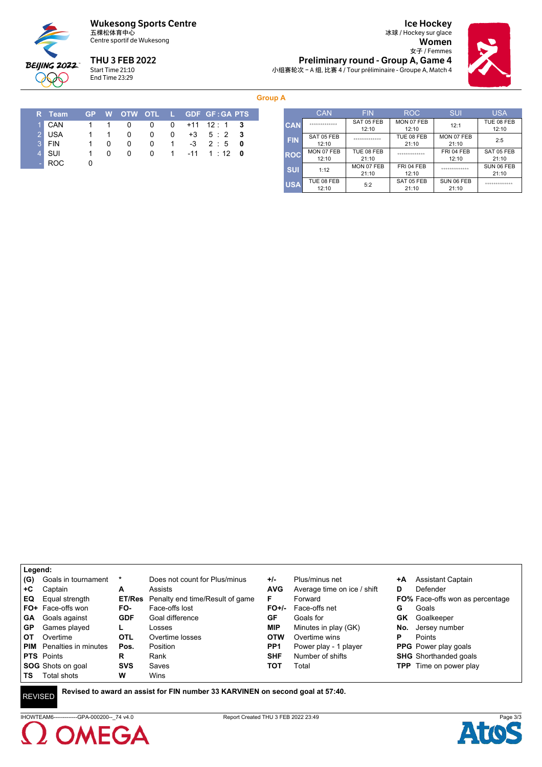**Wukesong Sports Centre**
五棵松体育中心
Centre sportif de Wukesong

**THU 3 FEB 2022**
Start Time 21:10
End Time 23:29

**Ice Hockey**
冰球 / Hockey sur glace
**Women**
女子 / Femmes
**Preliminary round - Group A, Game 4**
小组赛轮次 – A 组, 比赛 4 / Tour préliminaire - Groupe A, Match 4

## Group A

| R | Team | GP | W | OTW | OTL | L | GDF | GF : GA | PTS |
|---|---|---|---|---|---|---|---|---|---|
| 1 | CAN | 1 | 1 | 0 | 0 | 0 | +11 | 12 : 1 | 3 |
| 2 | USA | 1 | 1 | 0 | 0 | 0 | +3 | 5 : 2 | 3 |
| 3 | FIN | 1 | 0 | 0 | 0 | 1 | -3 | 2 : 5 | 0 |
| 4 | SUI | 1 | 0 | 0 | 0 | 1 | -11 | 1 : 12 | 0 |
| - | ROC | 0 | | | | | | | |

| | CAN | FIN | ROC | SUI | USA |
|---|---|---|---|---|---|
| CAN | ************* | SAT 05 FEB 12:10 | MON 07 FEB 12:10 | 12:1 | TUE 08 FEB 12:10 |
| FIN | SAT 05 FEB 12:10 | ************* | TUE 08 FEB 21:10 | MON 07 FEB 21:10 | 2:5 |
| ROC | MON 07 FEB 12:10 | TUE 08 FEB 21:10 | ************* | FRI 04 FEB 12:10 | SAT 05 FEB 21:10 |
| SUI | 1:12 | MON 07 FEB 21:10 | FRI 04 FEB 12:10 | ************* | SUN 06 FEB 21:10 |
| USA | TUE 08 FEB 12:10 | 5:2 | SAT 05 FEB 21:10 | SUN 06 FEB 21:10 | ************* |

**Legend:**

| | | | | | | | |
|---|---|---|---|---|---|---|---|
| **(G)** | Goals in tournament | ***** | Does not count for Plus/minus | **+/-** | Plus/minus net | **+A** | Assistant Captain |
| **+C** | Captain | **A** | Assists | **AVG** | Average time on ice / shift | **D** | Defender |
| **EQ** | Equal strength | **ET/Res** | Penalty end time/Result of game | **F** | Forward | **FO%** | Face-offs won as percentage |
| **FO+** | Face-offs won | **FO-** | Face-offs lost | **FO+/-** | Face-offs net | **G** | Goals |
| **GA** | Goals against | **GDF** | Goal difference | **GF** | Goals for | **GK** | Goalkeeper |
| **GP** | Games played | **L** | Losses | **MIP** | Minutes in play (GK) | **No.** | Jersey number |
| **OT** | Overtime | **OTL** | Overtime losses | **OTW** | Overtime wins | **P** | Points |
| **PIM** | Penalties in minutes | **Pos.** | Position | **PP1** | Power play - 1 player | **PPG** | Power play goals |
| **PTS** | Points | **R** | Rank | **SHF** | Number of shifts | **SHG** | Shorthanded goals |
| **SOG** | Shots on goal | **SVS** | Saves | **TOT** | Total | **TPP** | Time on power play |
| **TS** | Total shots | **W** | Wins | | | | |

REVISED **Revised to award an assist for FIN number 33 KARVINEN on second goal at 57:40.**

IHOWTEAM6-------------GPA-000200--_74 v4.0 Report Created THU 3 FEB 2022 23:49